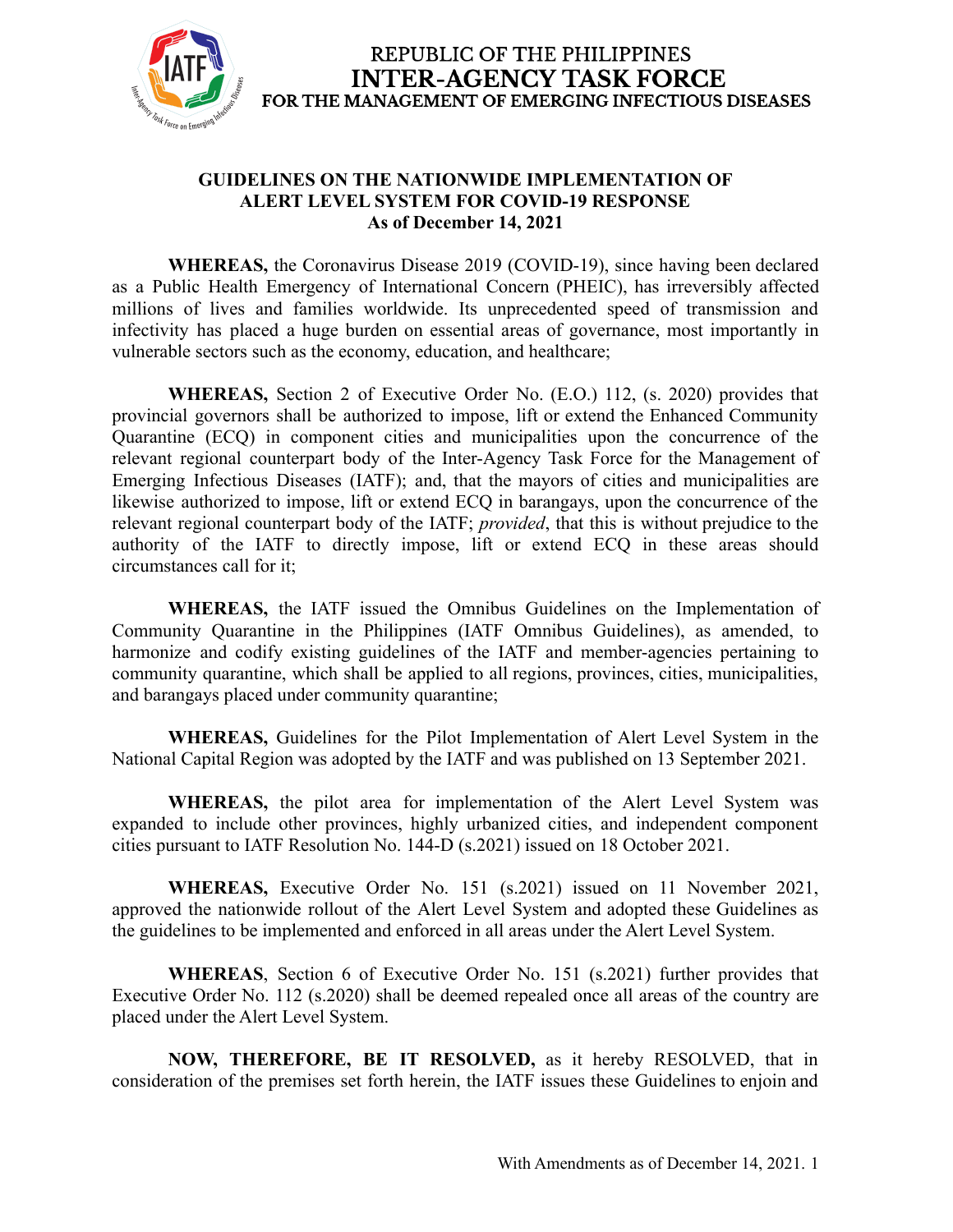REPUBLIC OF THE PHILIPPINES
**INTER-AGENCY TASK FORCE**
FOR THE MANAGEMENT OF EMERGING INFECTIOUS DISEASES

## GUIDELINES ON THE NATIONWIDE IMPLEMENTATION OF ALERT LEVEL SYSTEM FOR COVID-19 RESPONSE
### As of December 14, 2021

**WHEREAS,** the Coronavirus Disease 2019 (COVID-19), since having been declared as a Public Health Emergency of International Concern (PHEIC), has irreversibly affected millions of lives and families worldwide. Its unprecedented speed of transmission and infectivity has placed a huge burden on essential areas of governance, most importantly in vulnerable sectors such as the economy, education, and healthcare;

**WHEREAS,** Section 2 of Executive Order No. (E.O.) 112, (s. 2020) provides that provincial governors shall be authorized to impose, lift or extend the Enhanced Community Quarantine (ECQ) in component cities and municipalities upon the concurrence of the relevant regional counterpart body of the Inter-Agency Task Force for the Management of Emerging Infectious Diseases (IATF); and, that the mayors of cities and municipalities are likewise authorized to impose, lift or extend ECQ in barangays, upon the concurrence of the relevant regional counterpart body of the IATF; *provided*, that this is without prejudice to the authority of the IATF to directly impose, lift or extend ECQ in these areas should circumstances call for it;

**WHEREAS,** the IATF issued the Omnibus Guidelines on the Implementation of Community Quarantine in the Philippines (IATF Omnibus Guidelines), as amended, to harmonize and codify existing guidelines of the IATF and member-agencies pertaining to community quarantine, which shall be applied to all regions, provinces, cities, municipalities, and barangays placed under community quarantine;

**WHEREAS,** Guidelines for the Pilot Implementation of Alert Level System in the National Capital Region was adopted by the IATF and was published on 13 September 2021.

**WHEREAS,** the pilot area for implementation of the Alert Level System was expanded to include other provinces, highly urbanized cities, and independent component cities pursuant to IATF Resolution No. 144-D (s.2021) issued on 18 October 2021.

**WHEREAS,** Executive Order No. 151 (s.2021) issued on 11 November 2021, approved the nationwide rollout of the Alert Level System and adopted these Guidelines as the guidelines to be implemented and enforced in all areas under the Alert Level System.

**WHEREAS**, Section 6 of Executive Order No. 151 (s.2021) further provides that Executive Order No. 112 (s.2020) shall be deemed repealed once all areas of the country are placed under the Alert Level System.

**NOW, THEREFORE, BE IT RESOLVED,** as it hereby RESOLVED, that in consideration of the premises set forth herein, the IATF issues these Guidelines to enjoin and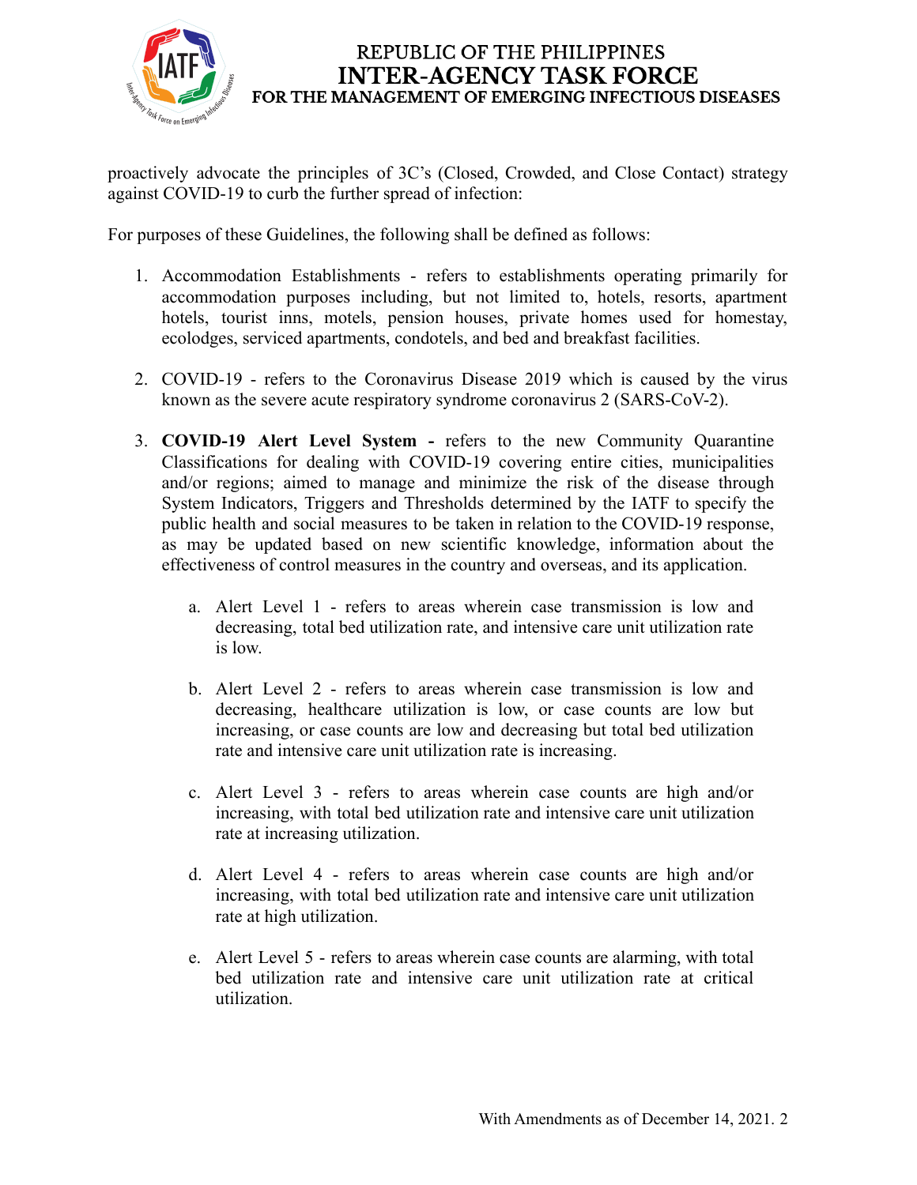proactively advocate the principles of 3C's (Closed, Crowded, and Close Contact) strategy against COVID-19 to curb the further spread of infection:

For purposes of these Guidelines, the following shall be defined as follows:

1. Accommodation Establishments - refers to establishments operating primarily for accommodation purposes including, but not limited to, hotels, resorts, apartment hotels, tourist inns, motels, pension houses, private homes used for homestay, ecolodges, serviced apartments, condotels, and bed and breakfast facilities.

2. COVID-19 - refers to the Coronavirus Disease 2019 which is caused by the virus known as the severe acute respiratory syndrome coronavirus 2 (SARS-CoV-2).

3. **COVID-19 Alert Level System -** refers to the new Community Quarantine Classifications for dealing with COVID-19 covering entire cities, municipalities and/or regions; aimed to manage and minimize the risk of the disease through System Indicators, Triggers and Thresholds determined by the IATF to specify the public health and social measures to be taken in relation to the COVID-19 response, as may be updated based on new scientific knowledge, information about the effectiveness of control measures in the country and overseas, and its application.

    a. Alert Level 1 - refers to areas wherein case transmission is low and decreasing, total bed utilization rate, and intensive care unit utilization rate is low.

    b. Alert Level 2 - refers to areas wherein case transmission is low and decreasing, healthcare utilization is low, or case counts are low but increasing, or case counts are low and decreasing but total bed utilization rate and intensive care unit utilization rate is increasing.

    c. Alert Level 3 - refers to areas wherein case counts are high and/or increasing, with total bed utilization rate and intensive care unit utilization rate at increasing utilization.

    d. Alert Level 4 - refers to areas wherein case counts are high and/or increasing, with total bed utilization rate and intensive care unit utilization rate at high utilization.

    e. Alert Level 5 - refers to areas wherein case counts are alarming, with total bed utilization rate and intensive care unit utilization rate at critical utilization.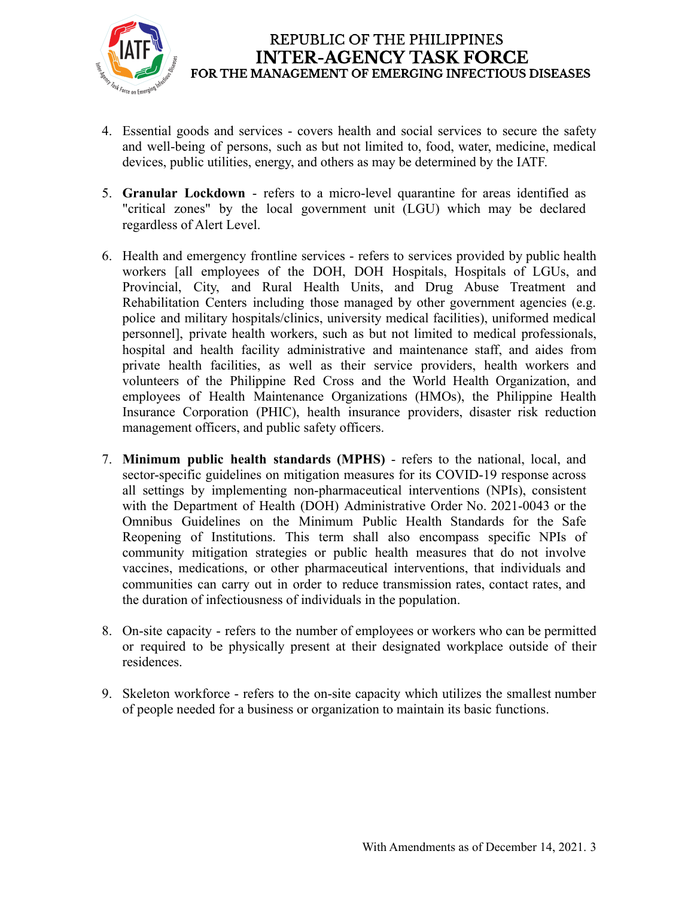4. Essential goods and services - covers health and social services to secure the safety and well-being of persons, such as but not limited to, food, water, medicine, medical devices, public utilities, energy, and others as may be determined by the IATF.

5. **Granular Lockdown** - refers to a micro-level quarantine for areas identified as "critical zones" by the local government unit (LGU) which may be declared regardless of Alert Level.

6. Health and emergency frontline services - refers to services provided by public health workers [all employees of the DOH, DOH Hospitals, Hospitals of LGUs, and Provincial, City, and Rural Health Units, and Drug Abuse Treatment and Rehabilitation Centers including those managed by other government agencies (e.g. police and military hospitals/clinics, university medical facilities), uniformed medical personnel], private health workers, such as but not limited to medical professionals, hospital and health facility administrative and maintenance staff, and aides from private health facilities, as well as their service providers, health workers and volunteers of the Philippine Red Cross and the World Health Organization, and employees of Health Maintenance Organizations (HMOs), the Philippine Health Insurance Corporation (PHIC), health insurance providers, disaster risk reduction management officers, and public safety officers.

7. **Minimum public health standards (MPHS)** - refers to the national, local, and sector-specific guidelines on mitigation measures for its COVID-19 response across all settings by implementing non-pharmaceutical interventions (NPIs), consistent with the Department of Health (DOH) Administrative Order No. 2021-0043 or the Omnibus Guidelines on the Minimum Public Health Standards for the Safe Reopening of Institutions. This term shall also encompass specific NPIs of community mitigation strategies or public health measures that do not involve vaccines, medications, or other pharmaceutical interventions, that individuals and communities can carry out in order to reduce transmission rates, contact rates, and the duration of infectiousness of individuals in the population.

8. On-site capacity - refers to the number of employees or workers who can be permitted or required to be physically present at their designated workplace outside of their residences.

9. Skeleton workforce - refers to the on-site capacity which utilizes the smallest number of people needed for a business or organization to maintain its basic functions.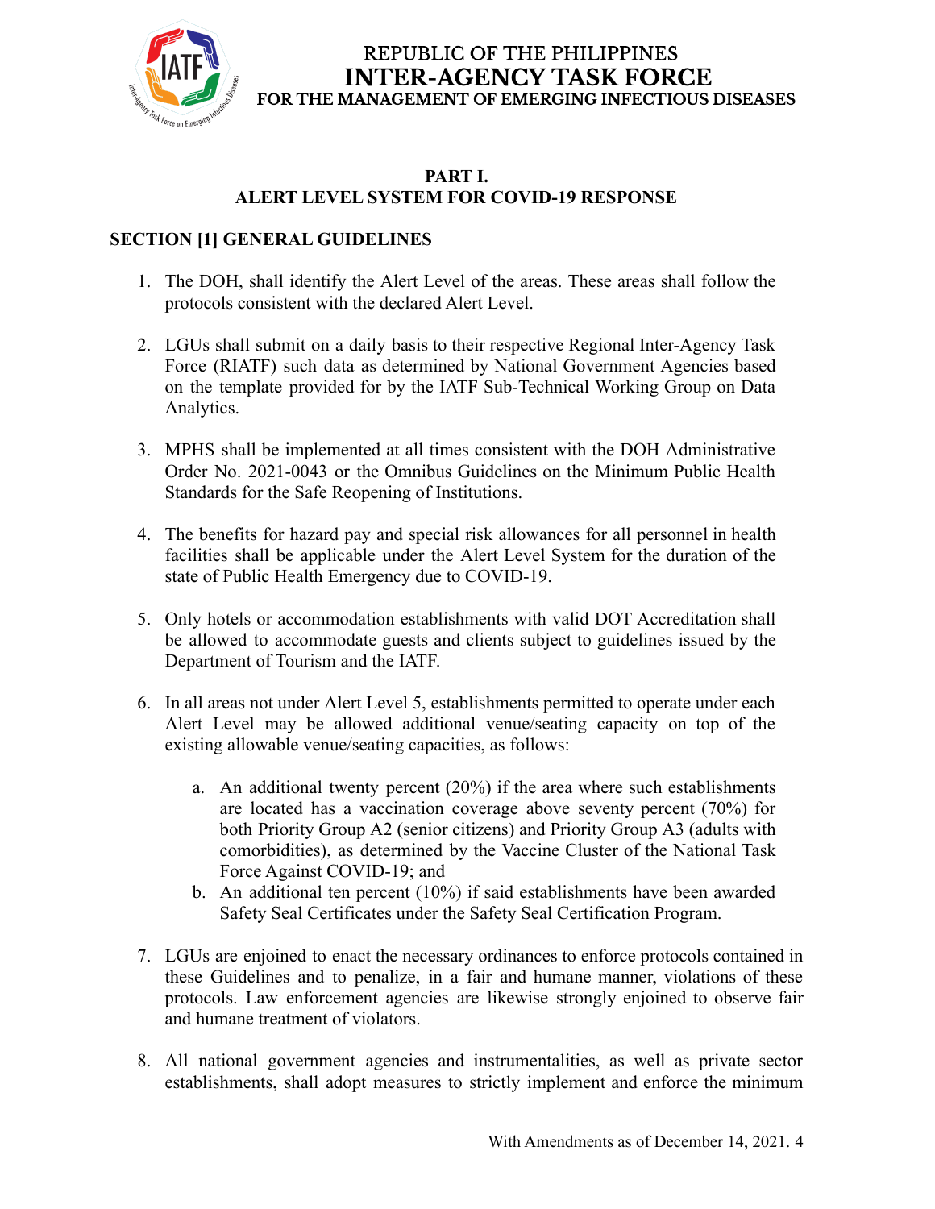REPUBLIC OF THE PHILIPPINES
**INTER-AGENCY TASK FORCE**
**FOR THE MANAGEMENT OF EMERGING INFECTIOUS DISEASES**

## PART I.
## ALERT LEVEL SYSTEM FOR COVID-19 RESPONSE

### SECTION [1] GENERAL GUIDELINES

1. The DOH, shall identify the Alert Level of the areas. These areas shall follow the protocols consistent with the declared Alert Level.

2. LGUs shall submit on a daily basis to their respective Regional Inter-Agency Task Force (RIATF) such data as determined by National Government Agencies based on the template provided for by the IATF Sub-Technical Working Group on Data Analytics.

3. MPHS shall be implemented at all times consistent with the DOH Administrative Order No. 2021-0043 or the Omnibus Guidelines on the Minimum Public Health Standards for the Safe Reopening of Institutions.

4. The benefits for hazard pay and special risk allowances for all personnel in health facilities shall be applicable under the Alert Level System for the duration of the state of Public Health Emergency due to COVID-19.

5. Only hotels or accommodation establishments with valid DOT Accreditation shall be allowed to accommodate guests and clients subject to guidelines issued by the Department of Tourism and the IATF.

6. In all areas not under Alert Level 5, establishments permitted to operate under each Alert Level may be allowed additional venue/seating capacity on top of the existing allowable venue/seating capacities, as follows:

   a. An additional twenty percent (20%) if the area where such establishments are located has a vaccination coverage above seventy percent (70%) for both Priority Group A2 (senior citizens) and Priority Group A3 (adults with comorbidities), as determined by the Vaccine Cluster of the National Task Force Against COVID-19; and
   b. An additional ten percent (10%) if said establishments have been awarded Safety Seal Certificates under the Safety Seal Certification Program.

7. LGUs are enjoined to enact the necessary ordinances to enforce protocols contained in these Guidelines and to penalize, in a fair and humane manner, violations of these protocols. Law enforcement agencies are likewise strongly enjoined to observe fair and humane treatment of violators.

8. All national government agencies and instrumentalities, as well as private sector establishments, shall adopt measures to strictly implement and enforce the minimum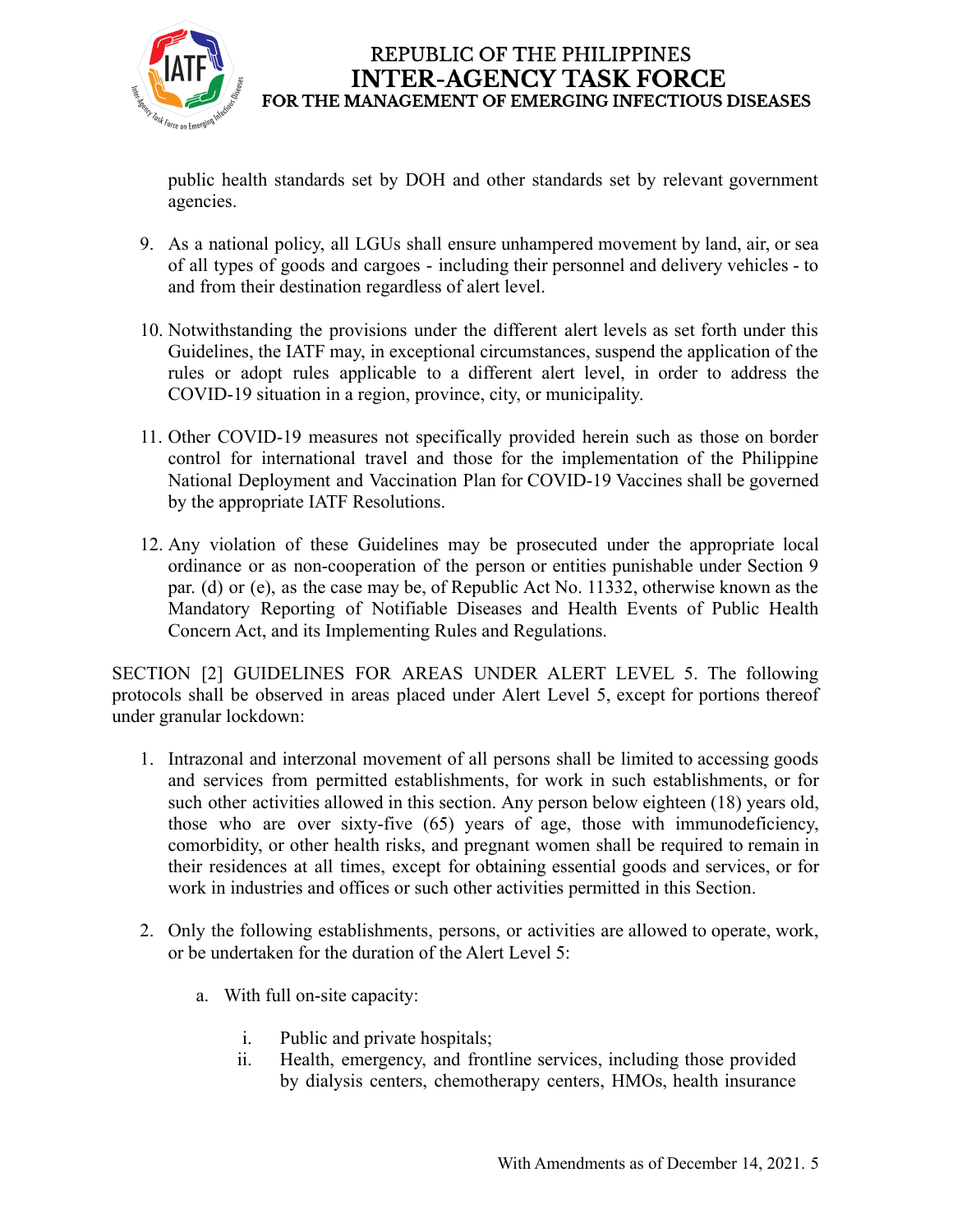public health standards set by DOH and other standards set by relevant government agencies.

9. As a national policy, all LGUs shall ensure unhampered movement by land, air, or sea of all types of goods and cargoes - including their personnel and delivery vehicles - to and from their destination regardless of alert level.

10. Notwithstanding the provisions under the different alert levels as set forth under this Guidelines, the IATF may, in exceptional circumstances, suspend the application of the rules or adopt rules applicable to a different alert level, in order to address the COVID-19 situation in a region, province, city, or municipality.

11. Other COVID-19 measures not specifically provided herein such as those on border control for international travel and those for the implementation of the Philippine National Deployment and Vaccination Plan for COVID-19 Vaccines shall be governed by the appropriate IATF Resolutions.

12. Any violation of these Guidelines may be prosecuted under the appropriate local ordinance or as non-cooperation of the person or entities punishable under Section 9 par. (d) or (e), as the case may be, of Republic Act No. 11332, otherwise known as the Mandatory Reporting of Notifiable Diseases and Health Events of Public Health Concern Act, and its Implementing Rules and Regulations.

SECTION [2] GUIDELINES FOR AREAS UNDER ALERT LEVEL 5. The following protocols shall be observed in areas placed under Alert Level 5, except for portions thereof under granular lockdown:

1. Intrazonal and interzonal movement of all persons shall be limited to accessing goods and services from permitted establishments, for work in such establishments, or for such other activities allowed in this section. Any person below eighteen (18) years old, those who are over sixty-five (65) years of age, those with immunodeficiency, comorbidity, or other health risks, and pregnant women shall be required to remain in their residences at all times, except for obtaining essential goods and services, or for work in industries and offices or such other activities permitted in this Section.

2. Only the following establishments, persons, or activities are allowed to operate, work, or be undertaken for the duration of the Alert Level 5:

   a. With full on-site capacity:

      i. Public and private hospitals;
      ii. Health, emergency, and frontline services, including those provided by dialysis centers, chemotherapy centers, HMOs, health insurance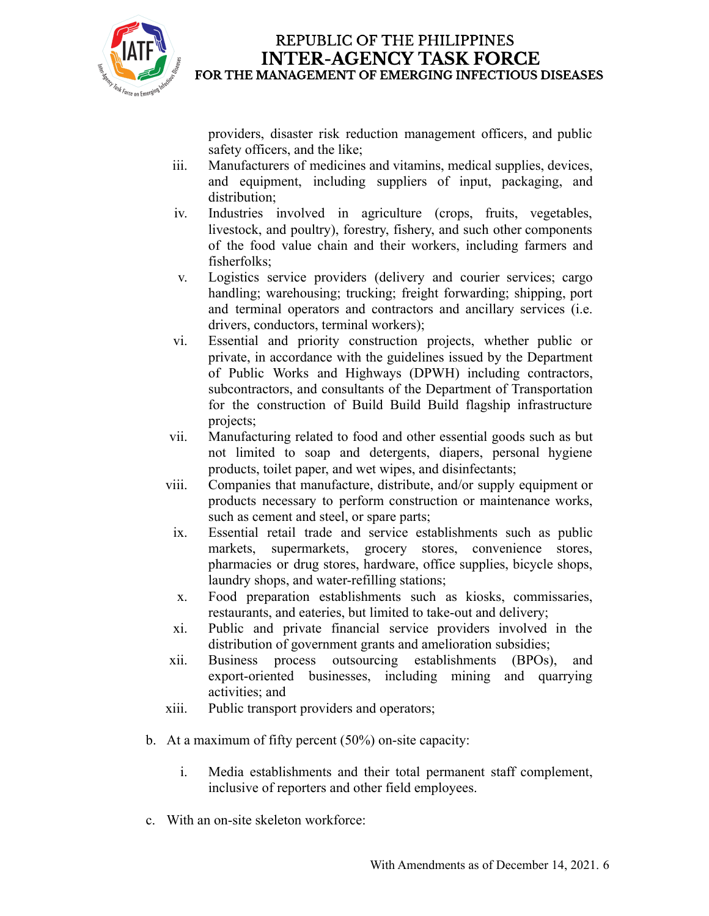providers, disaster risk reduction management officers, and public safety officers, and the like;

iii. Manufacturers of medicines and vitamins, medical supplies, devices, and equipment, including suppliers of input, packaging, and distribution;

iv. Industries involved in agriculture (crops, fruits, vegetables, livestock, and poultry), forestry, fishery, and such other components of the food value chain and their workers, including farmers and fisherfolks;

v. Logistics service providers (delivery and courier services; cargo handling; warehousing; trucking; freight forwarding; shipping, port and terminal operators and contractors and ancillary services (i.e. drivers, conductors, terminal workers);

vi. Essential and priority construction projects, whether public or private, in accordance with the guidelines issued by the Department of Public Works and Highways (DPWH) including contractors, subcontractors, and consultants of the Department of Transportation for the construction of Build Build Build flagship infrastructure projects;

vii. Manufacturing related to food and other essential goods such as but not limited to soap and detergents, diapers, personal hygiene products, toilet paper, and wet wipes, and disinfectants;

viii. Companies that manufacture, distribute, and/or supply equipment or products necessary to perform construction or maintenance works, such as cement and steel, or spare parts;

ix. Essential retail trade and service establishments such as public markets, supermarkets, grocery stores, convenience stores, pharmacies or drug stores, hardware, office supplies, bicycle shops, laundry shops, and water-refilling stations;

x. Food preparation establishments such as kiosks, commissaries, restaurants, and eateries, but limited to take-out and delivery;

xi. Public and private financial service providers involved in the distribution of government grants and amelioration subsidies;

xii. Business process outsourcing establishments (BPOs), and export-oriented businesses, including mining and quarrying activities; and

xiii. Public transport providers and operators;

b. At a maximum of fifty percent (50%) on-site capacity:

   i. Media establishments and their total permanent staff complement, inclusive of reporters and other field employees.

c. With an on-site skeleton workforce: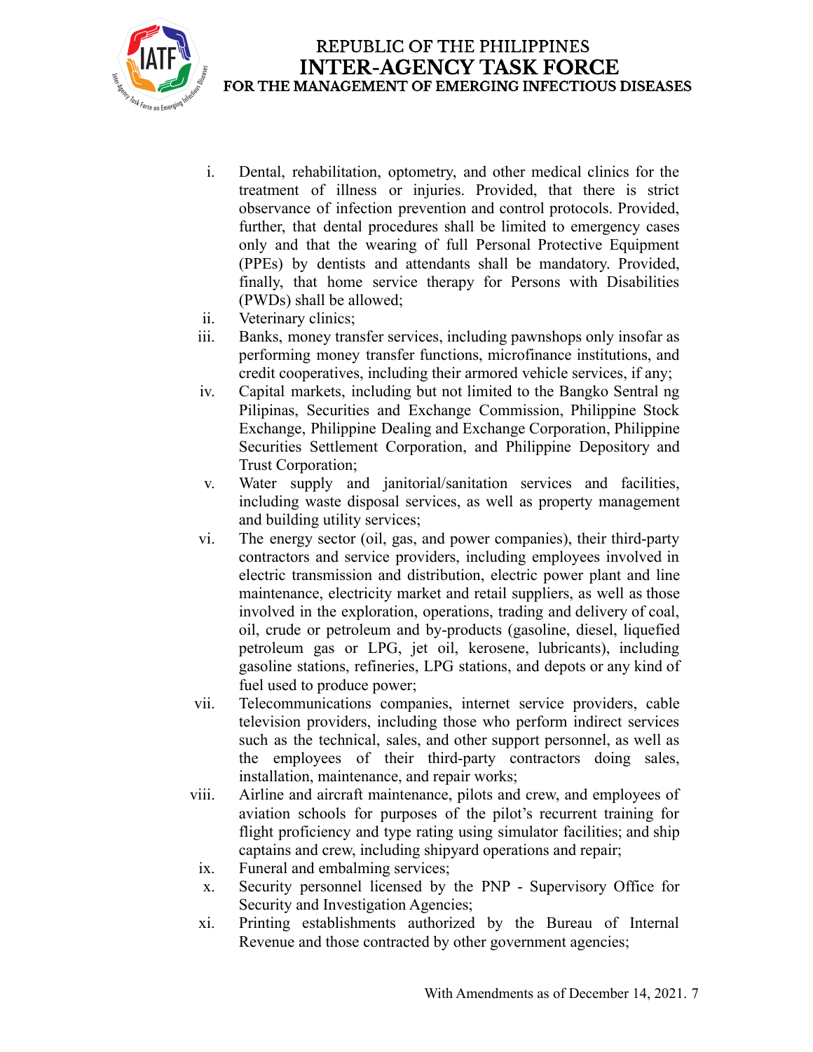i. Dental, rehabilitation, optometry, and other medical clinics for the treatment of illness or injuries. Provided, that there is strict observance of infection prevention and control protocols. Provided, further, that dental procedures shall be limited to emergency cases only and that the wearing of full Personal Protective Equipment (PPEs) by dentists and attendants shall be mandatory. Provided, finally, that home service therapy for Persons with Disabilities (PWDs) shall be allowed;

ii. Veterinary clinics;

iii. Banks, money transfer services, including pawnshops only insofar as performing money transfer functions, microfinance institutions, and credit cooperatives, including their armored vehicle services, if any;

iv. Capital markets, including but not limited to the Bangko Sentral ng Pilipinas, Securities and Exchange Commission, Philippine Stock Exchange, Philippine Dealing and Exchange Corporation, Philippine Securities Settlement Corporation, and Philippine Depository and Trust Corporation;

v. Water supply and janitorial/sanitation services and facilities, including waste disposal services, as well as property management and building utility services;

vi. The energy sector (oil, gas, and power companies), their third-party contractors and service providers, including employees involved in electric transmission and distribution, electric power plant and line maintenance, electricity market and retail suppliers, as well as those involved in the exploration, operations, trading and delivery of coal, oil, crude or petroleum and by-products (gasoline, diesel, liquefied petroleum gas or LPG, jet oil, kerosene, lubricants), including gasoline stations, refineries, LPG stations, and depots or any kind of fuel used to produce power;

vii. Telecommunications companies, internet service providers, cable television providers, including those who perform indirect services such as the technical, sales, and other support personnel, as well as the employees of their third-party contractors doing sales, installation, maintenance, and repair works;

viii. Airline and aircraft maintenance, pilots and crew, and employees of aviation schools for purposes of the pilot's recurrent training for flight proficiency and type rating using simulator facilities; and ship captains and crew, including shipyard operations and repair;

ix. Funeral and embalming services;

x. Security personnel licensed by the PNP - Supervisory Office for Security and Investigation Agencies;

xi. Printing establishments authorized by the Bureau of Internal Revenue and those contracted by other government agencies;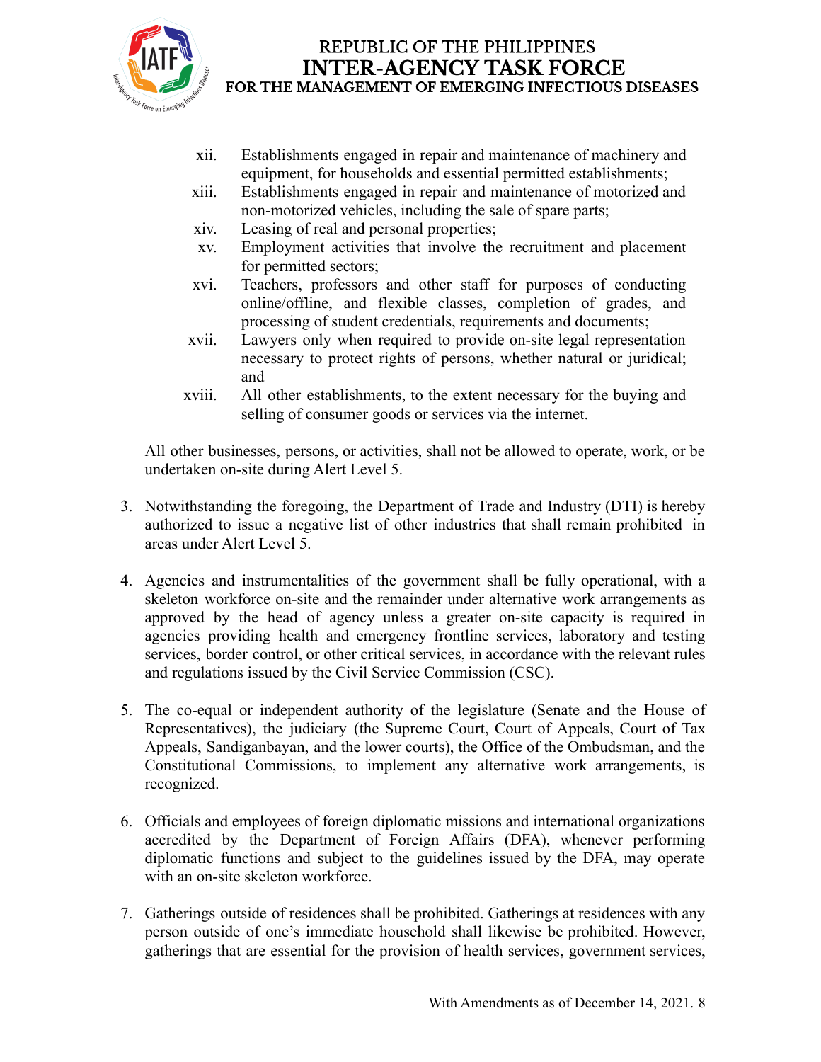- xii. Establishments engaged in repair and maintenance of machinery and equipment, for households and essential permitted establishments;
- xiii. Establishments engaged in repair and maintenance of motorized and non-motorized vehicles, including the sale of spare parts;
- xiv. Leasing of real and personal properties;
- xv. Employment activities that involve the recruitment and placement for permitted sectors;
- xvi. Teachers, professors and other staff for purposes of conducting online/offline, and flexible classes, completion of grades, and processing of student credentials, requirements and documents;
- xvii. Lawyers only when required to provide on-site legal representation necessary to protect rights of persons, whether natural or juridical; and
- xviii. All other establishments, to the extent necessary for the buying and selling of consumer goods or services via the internet.

All other businesses, persons, or activities, shall not be allowed to operate, work, or be undertaken on-site during Alert Level 5.

3. Notwithstanding the foregoing, the Department of Trade and Industry (DTI) is hereby authorized to issue a negative list of other industries that shall remain prohibited in areas under Alert Level 5.

4. Agencies and instrumentalities of the government shall be fully operational, with a skeleton workforce on-site and the remainder under alternative work arrangements as approved by the head of agency unless a greater on-site capacity is required in agencies providing health and emergency frontline services, laboratory and testing services, border control, or other critical services, in accordance with the relevant rules and regulations issued by the Civil Service Commission (CSC).

5. The co-equal or independent authority of the legislature (Senate and the House of Representatives), the judiciary (the Supreme Court, Court of Appeals, Court of Tax Appeals, Sandiganbayan, and the lower courts), the Office of the Ombudsman, and the Constitutional Commissions, to implement any alternative work arrangements, is recognized.

6. Officials and employees of foreign diplomatic missions and international organizations accredited by the Department of Foreign Affairs (DFA), whenever performing diplomatic functions and subject to the guidelines issued by the DFA, may operate with an on-site skeleton workforce.

7. Gatherings outside of residences shall be prohibited. Gatherings at residences with any person outside of one's immediate household shall likewise be prohibited. However, gatherings that are essential for the provision of health services, government services,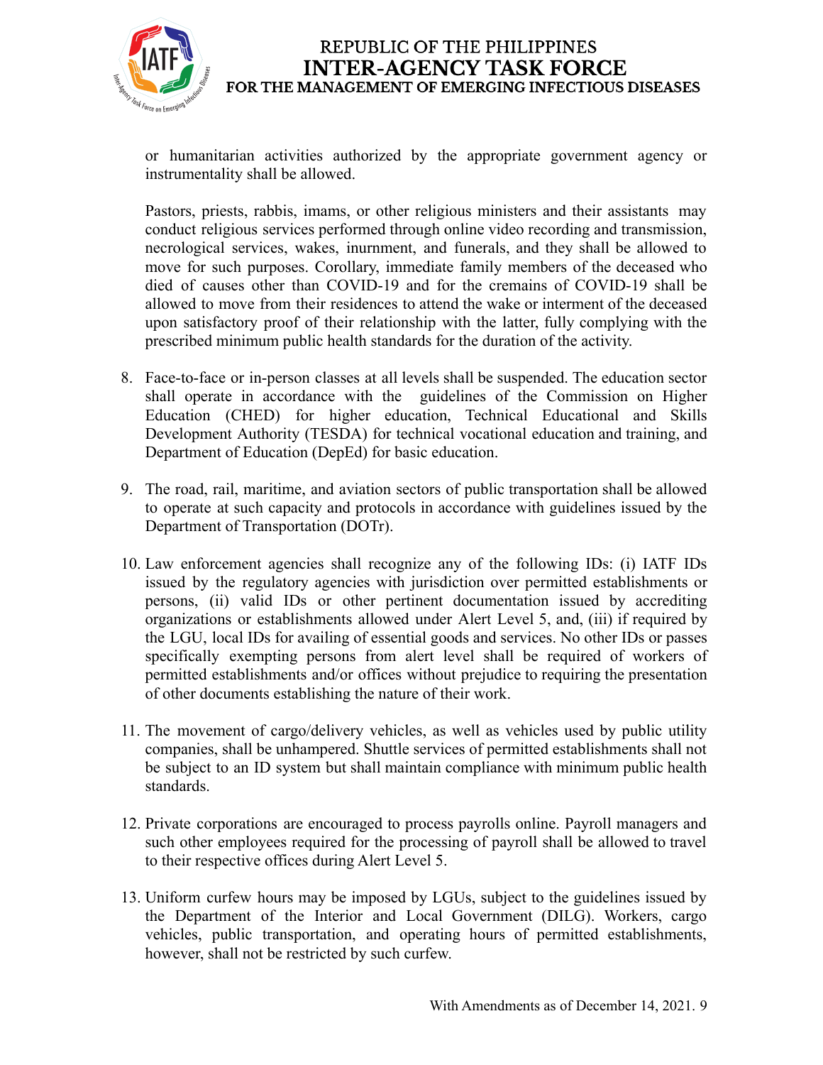or humanitarian activities authorized by the appropriate government agency or instrumentality shall be allowed.

Pastors, priests, rabbis, imams, or other religious ministers and their assistants may conduct religious services performed through online video recording and transmission, necrological services, wakes, inurnment, and funerals, and they shall be allowed to move for such purposes. Corollary, immediate family members of the deceased who died of causes other than COVID-19 and for the cremains of COVID-19 shall be allowed to move from their residences to attend the wake or interment of the deceased upon satisfactory proof of their relationship with the latter, fully complying with the prescribed minimum public health standards for the duration of the activity.

8. Face-to-face or in-person classes at all levels shall be suspended. The education sector shall operate in accordance with the guidelines of the Commission on Higher Education (CHED) for higher education, Technical Educational and Skills Development Authority (TESDA) for technical vocational education and training, and Department of Education (DepEd) for basic education.

9. The road, rail, maritime, and aviation sectors of public transportation shall be allowed to operate at such capacity and protocols in accordance with guidelines issued by the Department of Transportation (DOTr).

10. Law enforcement agencies shall recognize any of the following IDs: (i) IATF IDs issued by the regulatory agencies with jurisdiction over permitted establishments or persons, (ii) valid IDs or other pertinent documentation issued by accrediting organizations or establishments allowed under Alert Level 5, and, (iii) if required by the LGU, local IDs for availing of essential goods and services. No other IDs or passes specifically exempting persons from alert level shall be required of workers of permitted establishments and/or offices without prejudice to requiring the presentation of other documents establishing the nature of their work.

11. The movement of cargo/delivery vehicles, as well as vehicles used by public utility companies, shall be unhampered. Shuttle services of permitted establishments shall not be subject to an ID system but shall maintain compliance with minimum public health standards.

12. Private corporations are encouraged to process payrolls online. Payroll managers and such other employees required for the processing of payroll shall be allowed to travel to their respective offices during Alert Level 5.

13. Uniform curfew hours may be imposed by LGUs, subject to the guidelines issued by the Department of the Interior and Local Government (DILG). Workers, cargo vehicles, public transportation, and operating hours of permitted establishments, however, shall not be restricted by such curfew.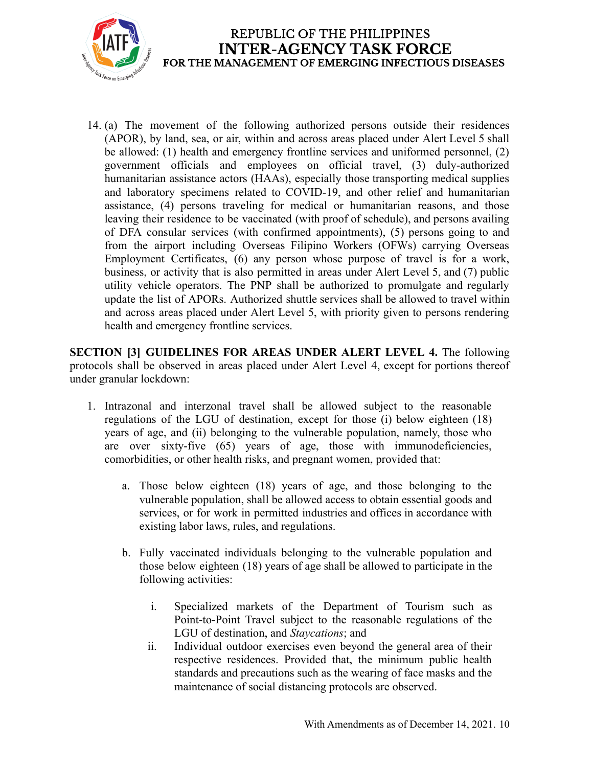14. (a) The movement of the following authorized persons outside their residences (APOR), by land, sea, or air, within and across areas placed under Alert Level 5 shall be allowed: (1) health and emergency frontline services and uniformed personnel, (2) government officials and employees on official travel, (3) duly-authorized humanitarian assistance actors (HAAs), especially those transporting medical supplies and laboratory specimens related to COVID-19, and other relief and humanitarian assistance, (4) persons traveling for medical or humanitarian reasons, and those leaving their residence to be vaccinated (with proof of schedule), and persons availing of DFA consular services (with confirmed appointments), (5) persons going to and from the airport including Overseas Filipino Workers (OFWs) carrying Overseas Employment Certificates, (6) any person whose purpose of travel is for a work, business, or activity that is also permitted in areas under Alert Level 5, and (7) public utility vehicle operators. The PNP shall be authorized to promulgate and regularly update the list of APORs. Authorized shuttle services shall be allowed to travel within and across areas placed under Alert Level 5, with priority given to persons rendering health and emergency frontline services.

**SECTION [3] GUIDELINES FOR AREAS UNDER ALERT LEVEL 4.** The following protocols shall be observed in areas placed under Alert Level 4, except for portions thereof under granular lockdown:

1. Intrazonal and interzonal travel shall be allowed subject to the reasonable regulations of the LGU of destination, except for those (i) below eighteen (18) years of age, and (ii) belonging to the vulnerable population, namely, those who are over sixty-five (65) years of age, those with immunodeficiencies, comorbidities, or other health risks, and pregnant women, provided that:

    a. Those below eighteen (18) years of age, and those belonging to the vulnerable population, shall be allowed access to obtain essential goods and services, or for work in permitted industries and offices in accordance with existing labor laws, rules, and regulations.

    b. Fully vaccinated individuals belonging to the vulnerable population and those below eighteen (18) years of age shall be allowed to participate in the following activities:

        i. Specialized markets of the Department of Tourism such as Point-to-Point Travel subject to the reasonable regulations of the LGU of destination, and *Staycations*; and

        ii. Individual outdoor exercises even beyond the general area of their respective residences. Provided that, the minimum public health standards and precautions such as the wearing of face masks and the maintenance of social distancing protocols are observed.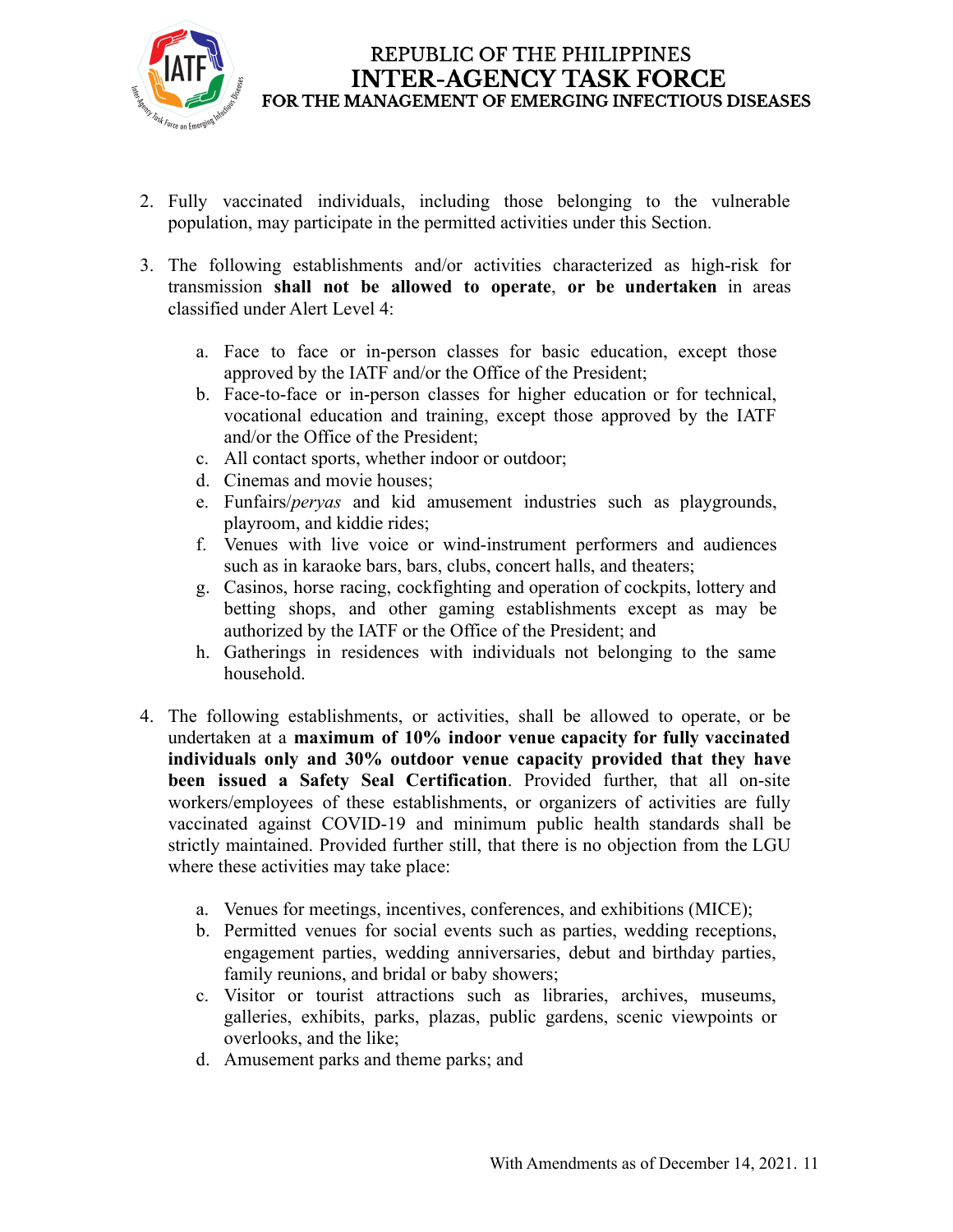2. Fully vaccinated individuals, including those belonging to the vulnerable population, may participate in the permitted activities under this Section.

3. The following establishments and/or activities characterized as high-risk for transmission **shall not be allowed to operate**, **or be undertaken** in areas classified under Alert Level 4:

    a. Face to face or in-person classes for basic education, except those approved by the IATF and/or the Office of the President;
    b. Face-to-face or in-person classes for higher education or for technical, vocational education and training, except those approved by the IATF and/or the Office of the President;
    c. All contact sports, whether indoor or outdoor;
    d. Cinemas and movie houses;
    e. Funfairs/*peryas* and kid amusement industries such as playgrounds, playroom, and kiddie rides;
    f. Venues with live voice or wind-instrument performers and audiences such as in karaoke bars, bars, clubs, concert halls, and theaters;
    g. Casinos, horse racing, cockfighting and operation of cockpits, lottery and betting shops, and other gaming establishments except as may be authorized by the IATF or the Office of the President; and
    h. Gatherings in residences with individuals not belonging to the same household.

4. The following establishments, or activities, shall be allowed to operate, or be undertaken at a **maximum of 10% indoor venue capacity for fully vaccinated individuals only and 30% outdoor venue capacity provided that they have been issued a Safety Seal Certification**. Provided further, that all on-site workers/employees of these establishments, or organizers of activities are fully vaccinated against COVID-19 and minimum public health standards shall be strictly maintained. Provided further still, that there is no objection from the LGU where these activities may take place:

    a. Venues for meetings, incentives, conferences, and exhibitions (MICE);
    b. Permitted venues for social events such as parties, wedding receptions, engagement parties, wedding anniversaries, debut and birthday parties, family reunions, and bridal or baby showers;
    c. Visitor or tourist attractions such as libraries, archives, museums, galleries, exhibits, parks, plazas, public gardens, scenic viewpoints or overlooks, and the like;
    d. Amusement parks and theme parks; and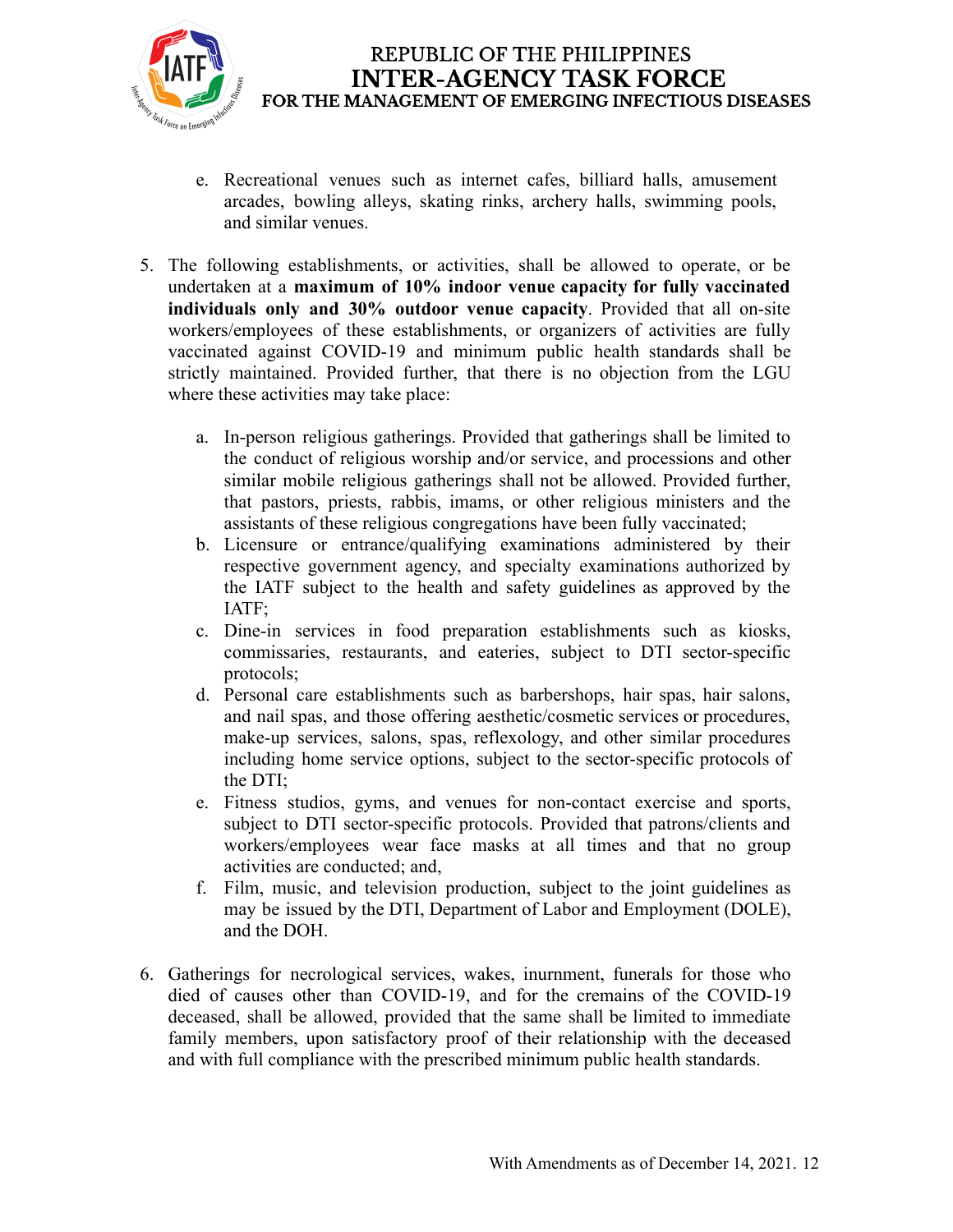e. Recreational venues such as internet cafes, billiard halls, amusement arcades, bowling alleys, skating rinks, archery halls, swimming pools, and similar venues.

5. The following establishments, or activities, shall be allowed to operate, or be undertaken at a **maximum of 10% indoor venue capacity for fully vaccinated individuals only and 30% outdoor venue capacity**. Provided that all on-site workers/employees of these establishments, or organizers of activities are fully vaccinated against COVID-19 and minimum public health standards shall be strictly maintained. Provided further, that there is no objection from the LGU where these activities may take place:

   a. In-person religious gatherings. Provided that gatherings shall be limited to the conduct of religious worship and/or service, and processions and other similar mobile religious gatherings shall not be allowed. Provided further, that pastors, priests, rabbis, imams, or other religious ministers and the assistants of these religious congregations have been fully vaccinated;
   b. Licensure or entrance/qualifying examinations administered by their respective government agency, and specialty examinations authorized by the IATF subject to the health and safety guidelines as approved by the IATF;
   c. Dine-in services in food preparation establishments such as kiosks, commissaries, restaurants, and eateries, subject to DTI sector-specific protocols;
   d. Personal care establishments such as barbershops, hair spas, hair salons, and nail spas, and those offering aesthetic/cosmetic services or procedures, make-up services, salons, spas, reflexology, and other similar procedures including home service options, subject to the sector-specific protocols of the DTI;
   e. Fitness studios, gyms, and venues for non-contact exercise and sports, subject to DTI sector-specific protocols. Provided that patrons/clients and workers/employees wear face masks at all times and that no group activities are conducted; and,
   f. Film, music, and television production, subject to the joint guidelines as may be issued by the DTI, Department of Labor and Employment (DOLE), and the DOH.

6. Gatherings for necrological services, wakes, inurnment, funerals for those who died of causes other than COVID-19, and for the cremains of the COVID-19 deceased, shall be allowed, provided that the same shall be limited to immediate family members, upon satisfactory proof of their relationship with the deceased and with full compliance with the prescribed minimum public health standards.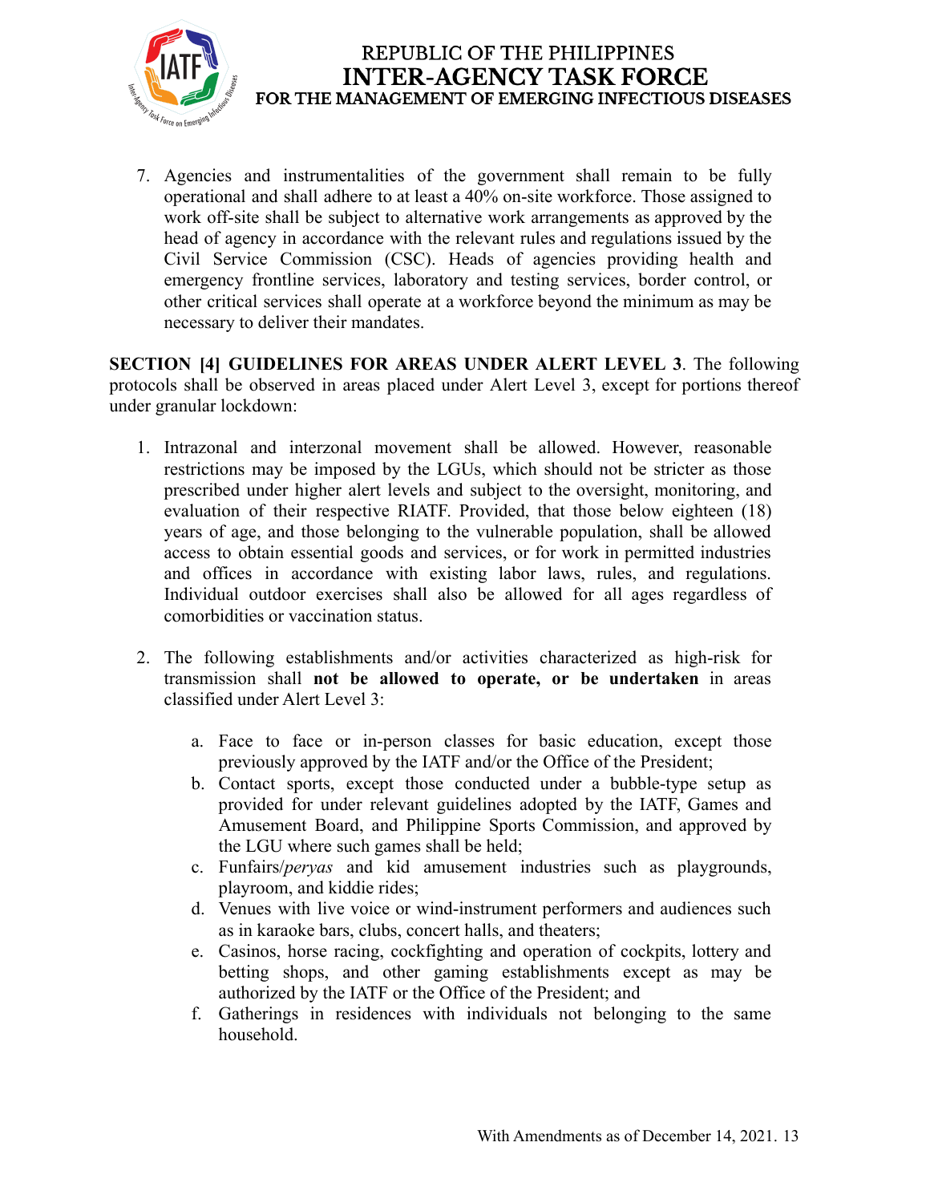7. Agencies and instrumentalities of the government shall remain to be fully operational and shall adhere to at least a 40% on-site workforce. Those assigned to work off-site shall be subject to alternative work arrangements as approved by the head of agency in accordance with the relevant rules and regulations issued by the Civil Service Commission (CSC). Heads of agencies providing health and emergency frontline services, laboratory and testing services, border control, or other critical services shall operate at a workforce beyond the minimum as may be necessary to deliver their mandates.

**SECTION [4] GUIDELINES FOR AREAS UNDER ALERT LEVEL 3**. The following protocols shall be observed in areas placed under Alert Level 3, except for portions thereof under granular lockdown:

1. Intrazonal and interzonal movement shall be allowed. However, reasonable restrictions may be imposed by the LGUs, which should not be stricter as those prescribed under higher alert levels and subject to the oversight, monitoring, and evaluation of their respective RIATF. Provided, that those below eighteen (18) years of age, and those belonging to the vulnerable population, shall be allowed access to obtain essential goods and services, or for work in permitted industries and offices in accordance with existing labor laws, rules, and regulations. Individual outdoor exercises shall also be allowed for all ages regardless of comorbidities or vaccination status.

2. The following establishments and/or activities characterized as high-risk for transmission shall **not be allowed to operate, or be undertaken** in areas classified under Alert Level 3:

    a. Face to face or in-person classes for basic education, except those previously approved by the IATF and/or the Office of the President;
    b. Contact sports, except those conducted under a bubble-type setup as provided for under relevant guidelines adopted by the IATF, Games and Amusement Board, and Philippine Sports Commission, and approved by the LGU where such games shall be held;
    c. Funfairs/*peryas* and kid amusement industries such as playgrounds, playroom, and kiddie rides;
    d. Venues with live voice or wind-instrument performers and audiences such as in karaoke bars, clubs, concert halls, and theaters;
    e. Casinos, horse racing, cockfighting and operation of cockpits, lottery and betting shops, and other gaming establishments except as may be authorized by the IATF or the Office of the President; and
    f. Gatherings in residences with individuals not belonging to the same household.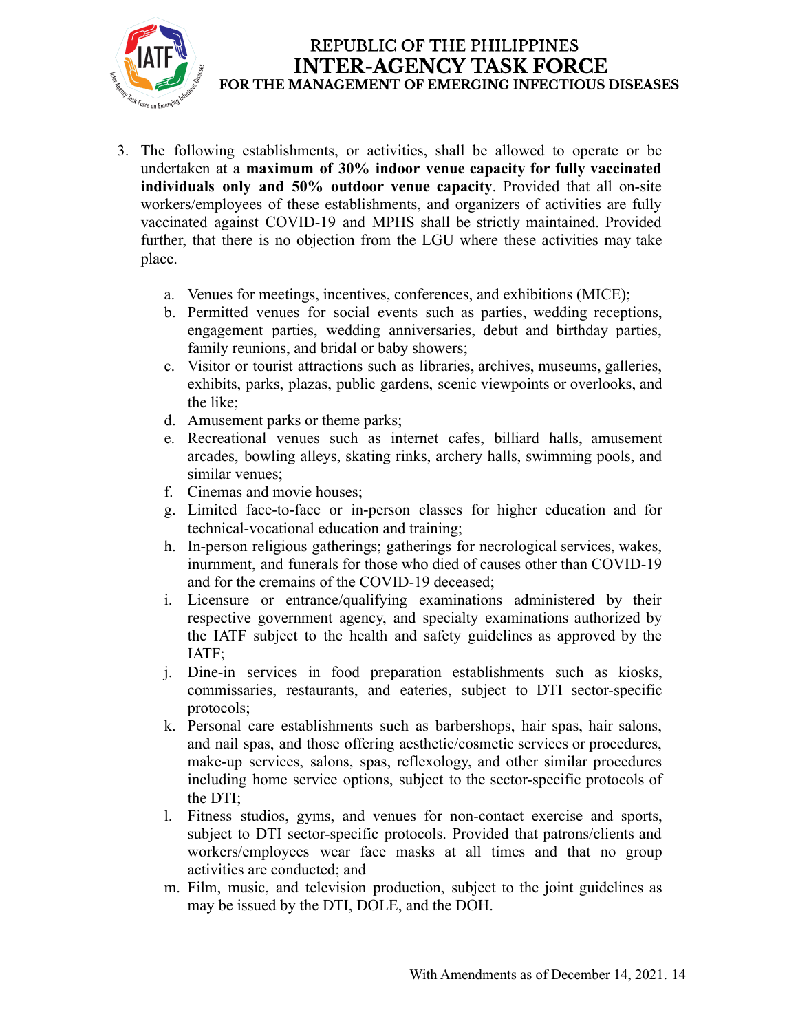3. The following establishments, or activities, shall be allowed to operate or be undertaken at a **maximum of 30% indoor venue capacity for fully vaccinated individuals only and 50% outdoor venue capacity**. Provided that all on-site workers/employees of these establishments, and organizers of activities are fully vaccinated against COVID-19 and MPHS shall be strictly maintained. Provided further, that there is no objection from the LGU where these activities may take place.

    a. Venues for meetings, incentives, conferences, and exhibitions (MICE);
    b. Permitted venues for social events such as parties, wedding receptions, engagement parties, wedding anniversaries, debut and birthday parties, family reunions, and bridal or baby showers;
    c. Visitor or tourist attractions such as libraries, archives, museums, galleries, exhibits, parks, plazas, public gardens, scenic viewpoints or overlooks, and the like;
    d. Amusement parks or theme parks;
    e. Recreational venues such as internet cafes, billiard halls, amusement arcades, bowling alleys, skating rinks, archery halls, swimming pools, and similar venues;
    f. Cinemas and movie houses;
    g. Limited face-to-face or in-person classes for higher education and for technical-vocational education and training;
    h. In-person religious gatherings; gatherings for necrological services, wakes, inurnment, and funerals for those who died of causes other than COVID-19 and for the cremains of the COVID-19 deceased;
    i. Licensure or entrance/qualifying examinations administered by their respective government agency, and specialty examinations authorized by the IATF subject to the health and safety guidelines as approved by the IATF;
    j. Dine-in services in food preparation establishments such as kiosks, commissaries, restaurants, and eateries, subject to DTI sector-specific protocols;
    k. Personal care establishments such as barbershops, hair spas, hair salons, and nail spas, and those offering aesthetic/cosmetic services or procedures, make-up services, salons, spas, reflexology, and other similar procedures including home service options, subject to the sector-specific protocols of the DTI;
    l. Fitness studios, gyms, and venues for non-contact exercise and sports, subject to DTI sector-specific protocols. Provided that patrons/clients and workers/employees wear face masks at all times and that no group activities are conducted; and
    m. Film, music, and television production, subject to the joint guidelines as may be issued by the DTI, DOLE, and the DOH.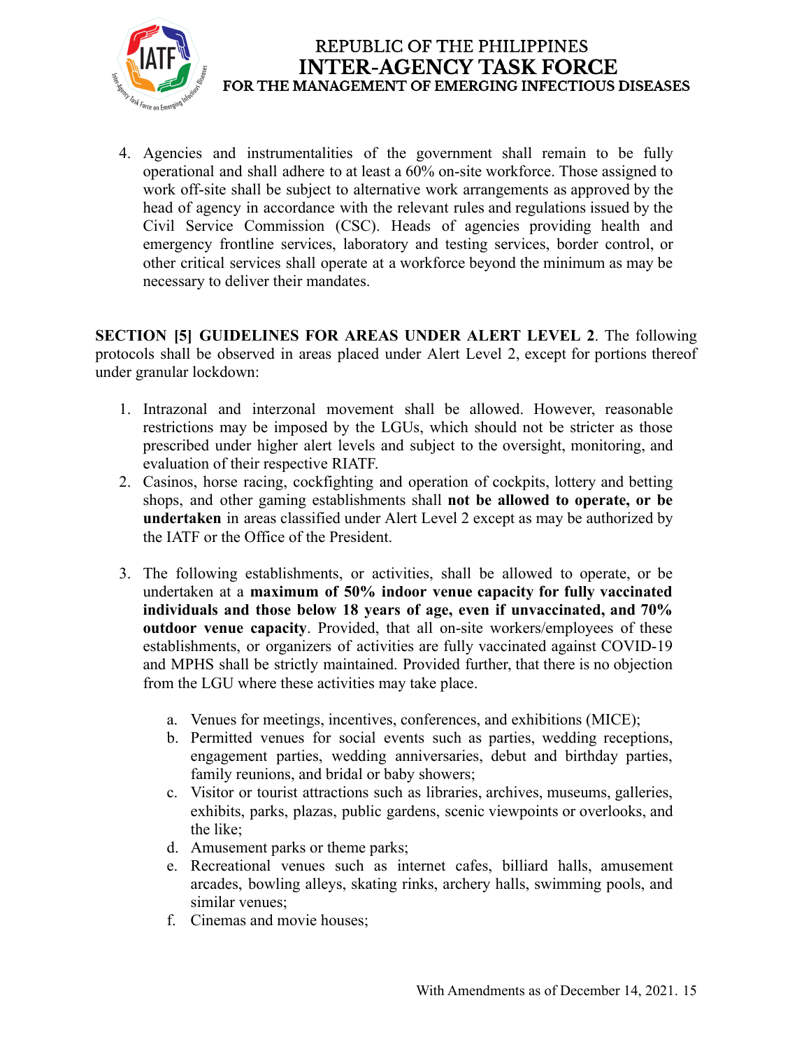4. Agencies and instrumentalities of the government shall remain to be fully operational and shall adhere to at least a 60% on-site workforce. Those assigned to work off-site shall be subject to alternative work arrangements as approved by the head of agency in accordance with the relevant rules and regulations issued by the Civil Service Commission (CSC). Heads of agencies providing health and emergency frontline services, laboratory and testing services, border control, or other critical services shall operate at a workforce beyond the minimum as may be necessary to deliver their mandates.

**SECTION [5] GUIDELINES FOR AREAS UNDER ALERT LEVEL 2**. The following protocols shall be observed in areas placed under Alert Level 2, except for portions thereof under granular lockdown:

1. Intrazonal and interzonal movement shall be allowed. However, reasonable restrictions may be imposed by the LGUs, which should not be stricter as those prescribed under higher alert levels and subject to the oversight, monitoring, and evaluation of their respective RIATF.
2. Casinos, horse racing, cockfighting and operation of cockpits, lottery and betting shops, and other gaming establishments shall **not be allowed to operate, or be undertaken** in areas classified under Alert Level 2 except as may be authorized by the IATF or the Office of the President.
3. The following establishments, or activities, shall be allowed to operate, or be undertaken at a **maximum of 50% indoor venue capacity for fully vaccinated individuals and those below 18 years of age, even if unvaccinated, and 70% outdoor venue capacity**. Provided, that all on-site workers/employees of these establishments, or organizers of activities are fully vaccinated against COVID-19 and MPHS shall be strictly maintained. Provided further, that there is no objection from the LGU where these activities may take place.

    a. Venues for meetings, incentives, conferences, and exhibitions (MICE);
    b. Permitted venues for social events such as parties, wedding receptions, engagement parties, wedding anniversaries, debut and birthday parties, family reunions, and bridal or baby showers;
    c. Visitor or tourist attractions such as libraries, archives, museums, galleries, exhibits, parks, plazas, public gardens, scenic viewpoints or overlooks, and the like;
    d. Amusement parks or theme parks;
    e. Recreational venues such as internet cafes, billiard halls, amusement arcades, bowling alleys, skating rinks, archery halls, swimming pools, and similar venues;
    f. Cinemas and movie houses;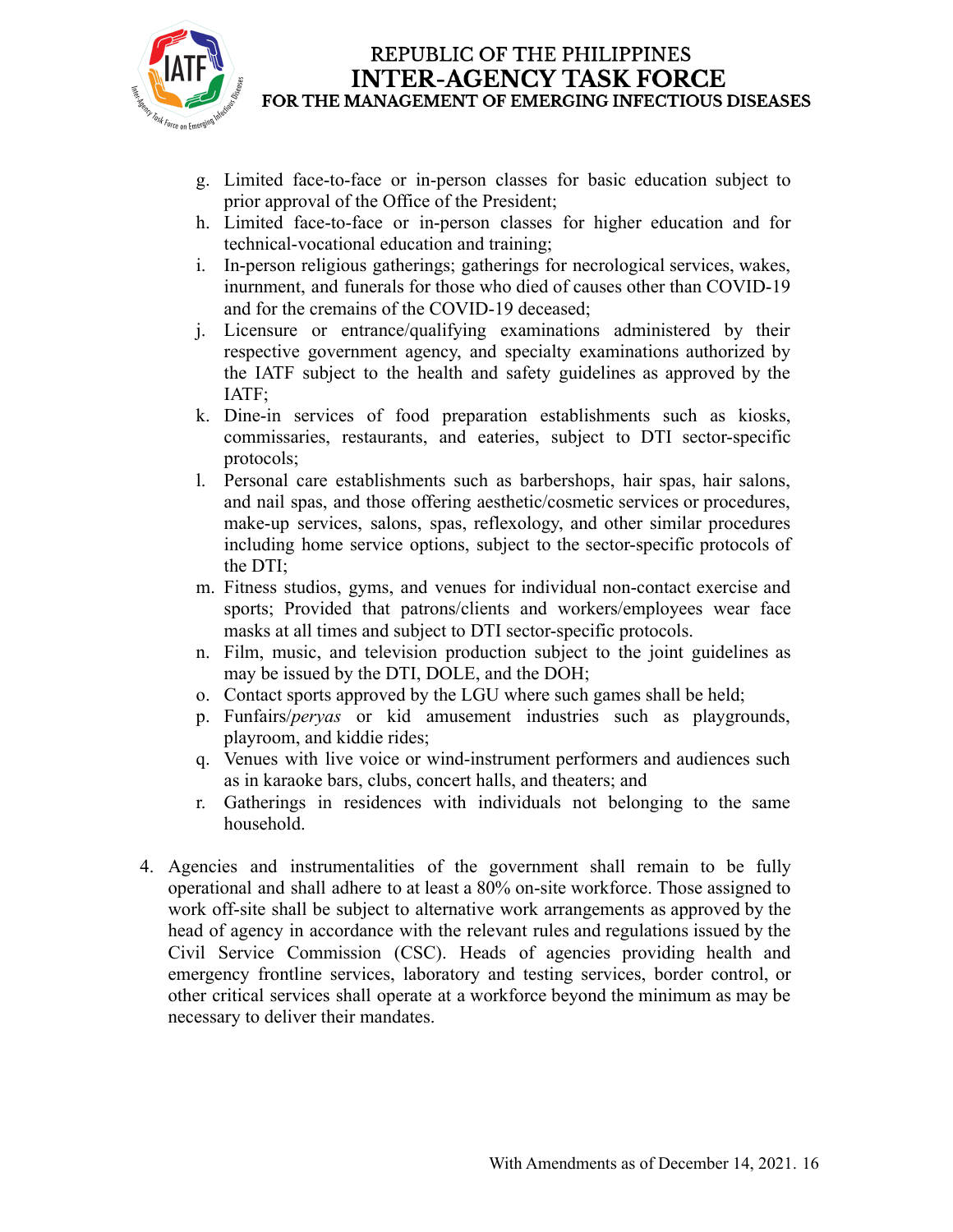g. Limited face-to-face or in-person classes for basic education subject to prior approval of the Office of the President;
h. Limited face-to-face or in-person classes for higher education and for technical-vocational education and training;
i. In-person religious gatherings; gatherings for necrological services, wakes, inurnment, and funerals for those who died of causes other than COVID-19 and for the cremains of the COVID-19 deceased;
j. Licensure or entrance/qualifying examinations administered by their respective government agency, and specialty examinations authorized by the IATF subject to the health and safety guidelines as approved by the IATF;
k. Dine-in services of food preparation establishments such as kiosks, commissaries, restaurants, and eateries, subject to DTI sector-specific protocols;
l. Personal care establishments such as barbershops, hair spas, hair salons, and nail spas, and those offering aesthetic/cosmetic services or procedures, make-up services, salons, spas, reflexology, and other similar procedures including home service options, subject to the sector-specific protocols of the DTI;
m. Fitness studios, gyms, and venues for individual non-contact exercise and sports; Provided that patrons/clients and workers/employees wear face masks at all times and subject to DTI sector-specific protocols.
n. Film, music, and television production subject to the joint guidelines as may be issued by the DTI, DOLE, and the DOH;
o. Contact sports approved by the LGU where such games shall be held;
p. Funfairs/*peryas* or kid amusement industries such as playgrounds, playroom, and kiddie rides;
q. Venues with live voice or wind-instrument performers and audiences such as in karaoke bars, clubs, concert halls, and theaters; and
r. Gatherings in residences with individuals not belonging to the same household.

4. Agencies and instrumentalities of the government shall remain to be fully operational and shall adhere to at least a 80% on-site workforce. Those assigned to work off-site shall be subject to alternative work arrangements as approved by the head of agency in accordance with the relevant rules and regulations issued by the Civil Service Commission (CSC). Heads of agencies providing health and emergency frontline services, laboratory and testing services, border control, or other critical services shall operate at a workforce beyond the minimum as may be necessary to deliver their mandates.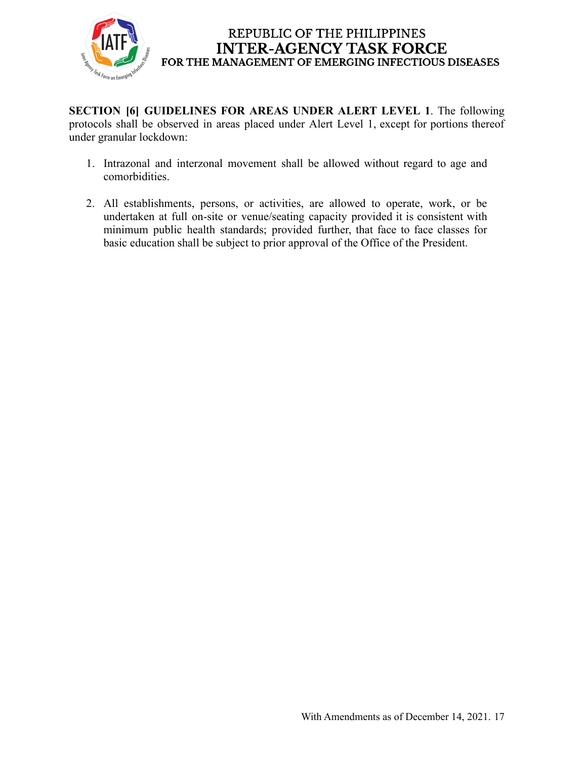**SECTION [6] GUIDELINES FOR AREAS UNDER ALERT LEVEL 1**. The following protocols shall be observed in areas placed under Alert Level 1, except for portions thereof under granular lockdown:

1. Intrazonal and interzonal movement shall be allowed without regard to age and comorbidities.

2. All establishments, persons, or activities, are allowed to operate, work, or be undertaken at full on-site or venue/seating capacity provided it is consistent with minimum public health standards; provided further, that face to face classes for basic education shall be subject to prior approval of the Office of the President.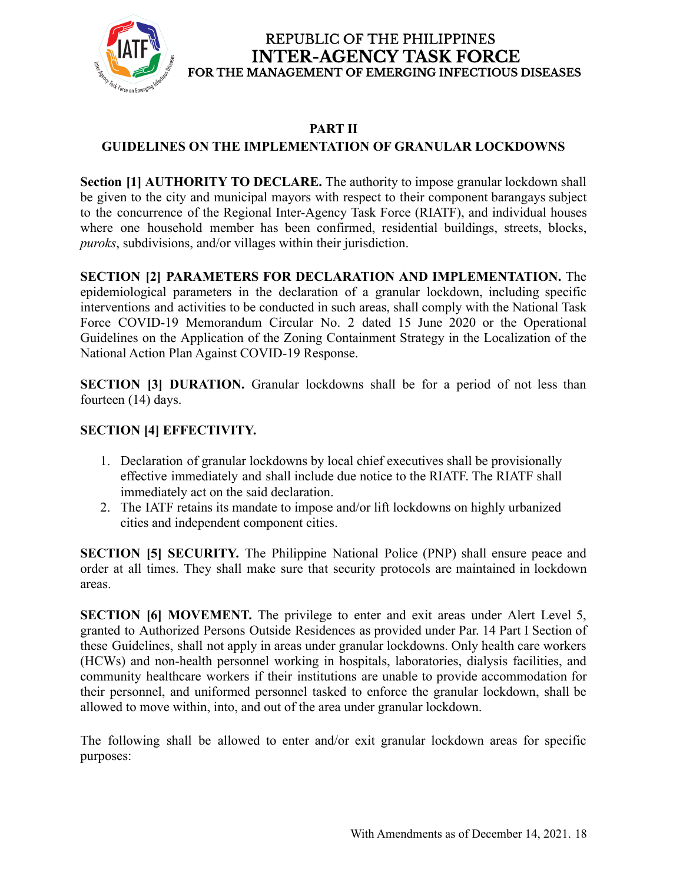## PART II

## GUIDELINES ON THE IMPLEMENTATION OF GRANULAR LOCKDOWNS

**Section [1] AUTHORITY TO DECLARE.** The authority to impose granular lockdown shall be given to the city and municipal mayors with respect to their component barangays subject to the concurrence of the Regional Inter-Agency Task Force (RIATF), and individual houses where one household member has been confirmed, residential buildings, streets, blocks, *puroks*, subdivisions, and/or villages within their jurisdiction.

**SECTION [2] PARAMETERS FOR DECLARATION AND IMPLEMENTATION.** The epidemiological parameters in the declaration of a granular lockdown, including specific interventions and activities to be conducted in such areas, shall comply with the National Task Force COVID-19 Memorandum Circular No. 2 dated 15 June 2020 or the Operational Guidelines on the Application of the Zoning Containment Strategy in the Localization of the National Action Plan Against COVID-19 Response.

**SECTION [3] DURATION.** Granular lockdowns shall be for a period of not less than fourteen (14) days.

**SECTION [4] EFFECTIVITY.**

1. Declaration of granular lockdowns by local chief executives shall be provisionally effective immediately and shall include due notice to the RIATF. The RIATF shall immediately act on the said declaration.
2. The IATF retains its mandate to impose and/or lift lockdowns on highly urbanized cities and independent component cities.

**SECTION [5] SECURITY.** The Philippine National Police (PNP) shall ensure peace and order at all times. They shall make sure that security protocols are maintained in lockdown areas.

**SECTION [6] MOVEMENT.** The privilege to enter and exit areas under Alert Level 5, granted to Authorized Persons Outside Residences as provided under Par. 14 Part I Section of these Guidelines, shall not apply in areas under granular lockdowns. Only health care workers (HCWs) and non-health personnel working in hospitals, laboratories, dialysis facilities, and community healthcare workers if their institutions are unable to provide accommodation for their personnel, and uniformed personnel tasked to enforce the granular lockdown, shall be allowed to move within, into, and out of the area under granular lockdown.

The following shall be allowed to enter and/or exit granular lockdown areas for specific purposes: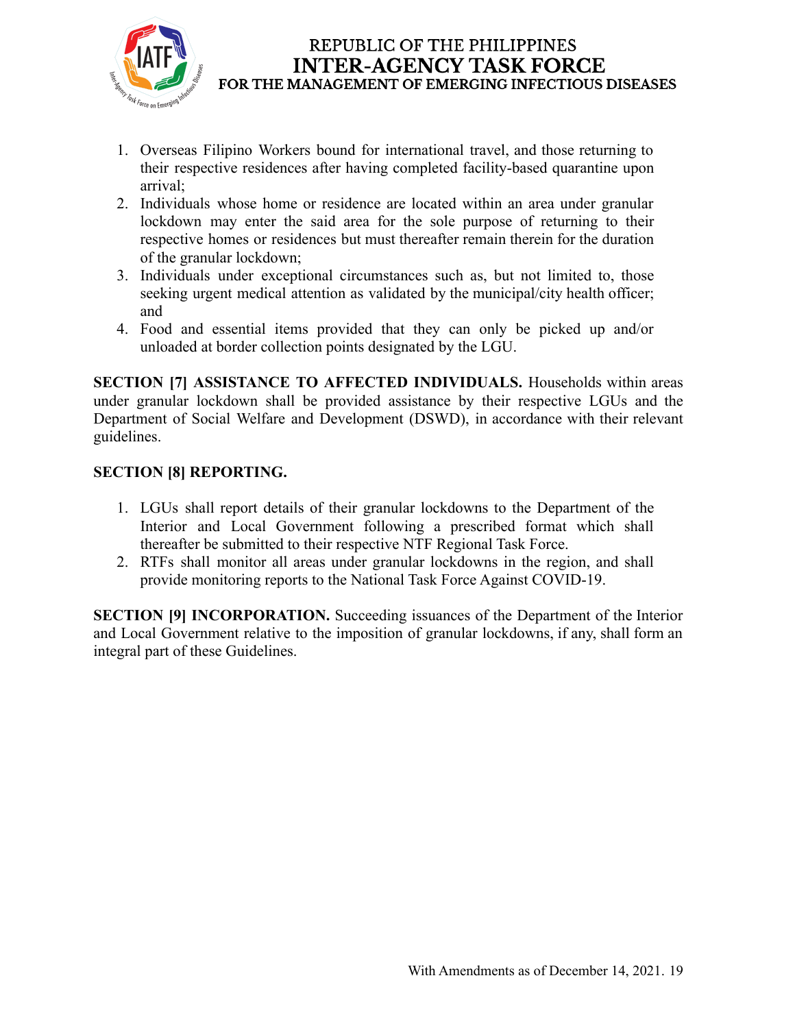1. Overseas Filipino Workers bound for international travel, and those returning to their respective residences after having completed facility-based quarantine upon arrival;
2. Individuals whose home or residence are located within an area under granular lockdown may enter the said area for the sole purpose of returning to their respective homes or residences but must thereafter remain therein for the duration of the granular lockdown;
3. Individuals under exceptional circumstances such as, but not limited to, those seeking urgent medical attention as validated by the municipal/city health officer; and
4. Food and essential items provided that they can only be picked up and/or unloaded at border collection points designated by the LGU.

**SECTION [7] ASSISTANCE TO AFFECTED INDIVIDUALS.** Households within areas under granular lockdown shall be provided assistance by their respective LGUs and the Department of Social Welfare and Development (DSWD), in accordance with their relevant guidelines.

**SECTION [8] REPORTING.**

1. LGUs shall report details of their granular lockdowns to the Department of the Interior and Local Government following a prescribed format which shall thereafter be submitted to their respective NTF Regional Task Force.
2. RTFs shall monitor all areas under granular lockdowns in the region, and shall provide monitoring reports to the National Task Force Against COVID-19.

**SECTION [9] INCORPORATION.** Succeeding issuances of the Department of the Interior and Local Government relative to the imposition of granular lockdowns, if any, shall form an integral part of these Guidelines.